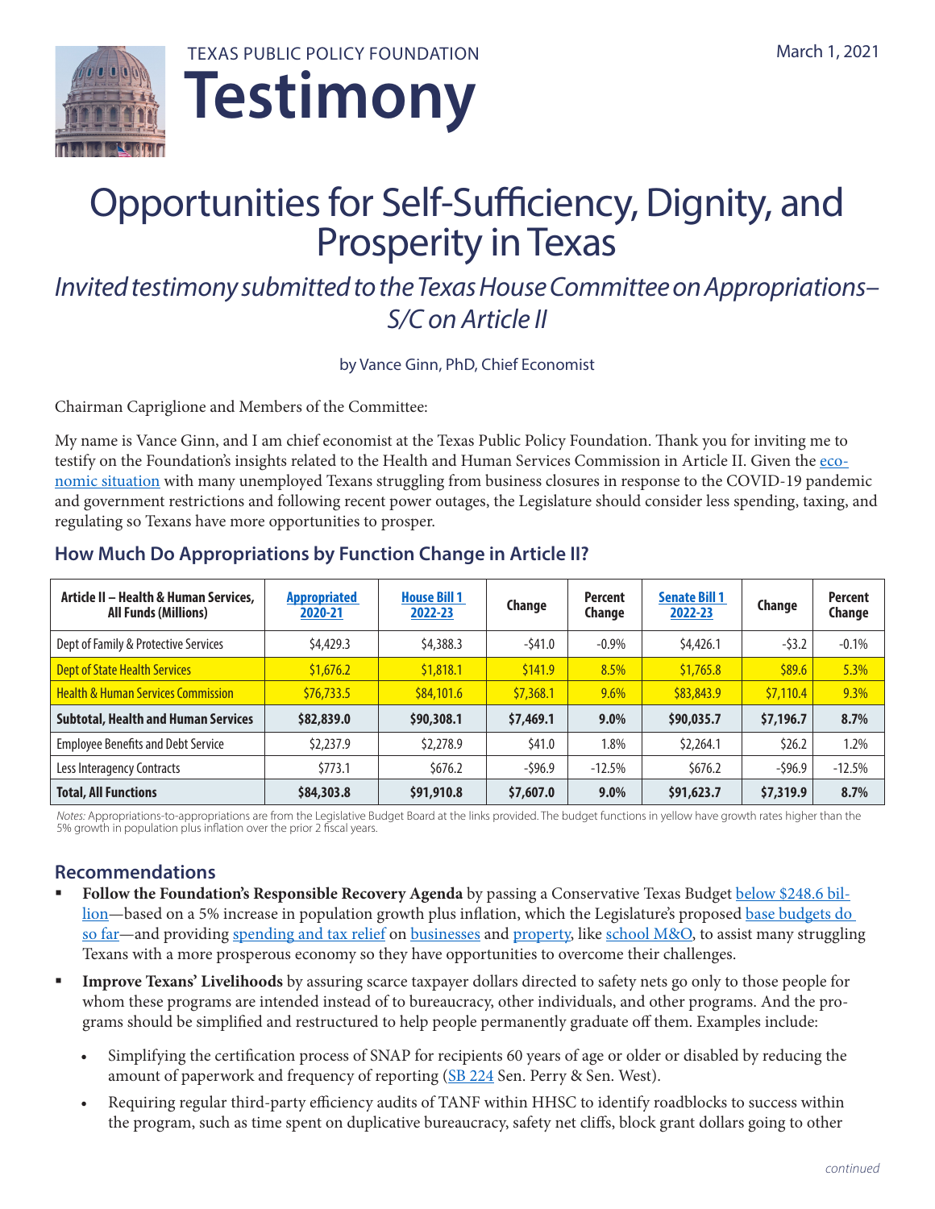TEXAS PUBLIC POLICY FOUNDATION

# Testimony

March 1, 2021

# Opportunities for Self-Sufficiency, Dignity, and Prosperity in Texas

*Invited testimony submitted to the Texas House Committee on Appropriations–S/C on Article II*

by Vance Ginn, PhD, Chief Economist

Chairman Capriglione and Members of the Committee:

My name is Vance Ginn, and I am chief economist at the Texas Public Policy Foundation. Thank you for inviting me to testify on the Foundation's insights related to the Health and Human Services Commission in Article II. Given the economic situation with many unemployed Texans struggling from business closures in response to the COVID-19 pandemic and government restrictions and following recent power outages, the Legislature should consider less spending, taxing, and regulating so Texans have more opportunities to prosper.

## How Much Do Appropriations by Function Change in Article II?

| Article II – Health & Human Services, All Funds (Millions) | Appropriated 2020-21 | House Bill 1 2022-23 | Change | Percent Change | Senate Bill 1 2022-23 | Change | Percent Change |
|---|---|---|---|---|---|---|---|
| Dept of Family & Protective Services | $4,429.3 | $4,388.3 | -$41.0 | -0.9% | $4,426.1 | -$3.2 | -0.1% |
| Dept of State Health Services | $1,676.2 | $1,818.1 | $141.9 | 8.5% | $1,765.8 | $89.6 | 5.3% |
| Health & Human Services Commission | $76,733.5 | $84,101.6 | $7,368.1 | 9.6% | $83,843.9 | $7,110.4 | 9.3% |
| **Subtotal, Health and Human Services** | **$82,839.0** | **$90,308.1** | **$7,469.1** | **9.0%** | **$90,035.7** | **$7,196.7** | **8.7%** |
| Employee Benefits and Debt Service | $2,237.9 | $2,278.9 | $41.0 | 1.8% | $2,264.1 | $26.2 | 1.2% |
| Less Interagency Contracts | $773.1 | $676.2 | -$96.9 | -12.5% | $676.2 | -$96.9 | -12.5% |
| **Total, All Functions** | **$84,303.8** | **$91,910.8** | **$7,607.0** | **9.0%** | **$91,623.7** | **$7,319.9** | **8.7%** |

*Notes:* Appropriations-to-appropriations are from the Legislative Budget Board at the links provided. The budget functions in yellow have growth rates higher than the 5% growth in population plus inflation over the prior 2 fiscal years.

## Recommendations

- **Follow the Foundation's Responsible Recovery Agenda** by passing a Conservative Texas Budget below $248.6 billion—based on a 5% increase in population growth plus inflation, which the Legislature's proposed base budgets do so far—and providing spending and tax relief on businesses and property, like school M&O, to assist many struggling Texans with a more prosperous economy so they have opportunities to overcome their challenges.
- **Improve Texans' Livelihoods** by assuring scarce taxpayer dollars directed to safety nets go only to those people for whom these programs are intended instead of to bureaucracy, other individuals, and other programs. And the programs should be simplified and restructured to help people permanently graduate off them. Examples include:
    - Simplifying the certification process of SNAP for recipients 60 years of age or older or disabled by reducing the amount of paperwork and frequency of reporting (SB 224 Sen. Perry & Sen. West).
    - Requiring regular third-party efficiency audits of TANF within HHSC to identify roadblocks to success within the program, such as time spent on duplicative bureaucracy, safety net cliffs, block grant dollars going to other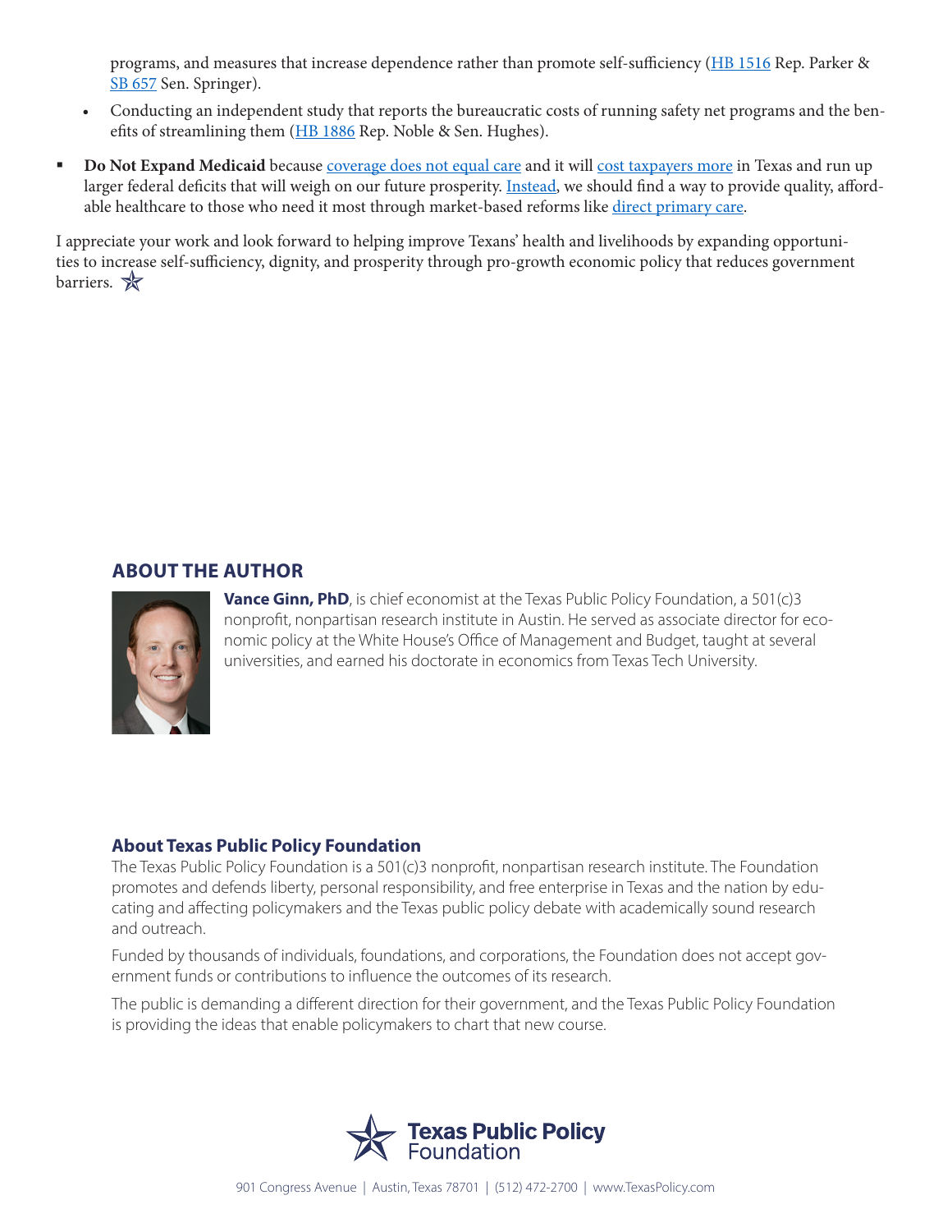programs, and measures that increase dependence rather than promote self-sufficiency (HB 1516 Rep. Parker & SB 657 Sen. Springer).

- Conducting an independent study that reports the bureaucratic costs of running safety net programs and the benefits of streamlining them (HB 1886 Rep. Noble & Sen. Hughes).

- **Do Not Expand Medicaid** because coverage does not equal care and it will cost taxpayers more in Texas and run up larger federal deficits that will weigh on our future prosperity. Instead, we should find a way to provide quality, affordable healthcare to those who need it most through market-based reforms like direct primary care.

I appreciate your work and look forward to helping improve Texans' health and livelihoods by expanding opportunities to increase self-sufficiency, dignity, and prosperity through pro-growth economic policy that reduces government barriers.

## ABOUT THE AUTHOR

**Vance Ginn, PhD**, is chief economist at the Texas Public Policy Foundation, a 501(c)3 nonprofit, nonpartisan research institute in Austin. He served as associate director for economic policy at the White House's Office of Management and Budget, taught at several universities, and earned his doctorate in economics from Texas Tech University.

### About Texas Public Policy Foundation

The Texas Public Policy Foundation is a 501(c)3 nonprofit, nonpartisan research institute. The Foundation promotes and defends liberty, personal responsibility, and free enterprise in Texas and the nation by educating and affecting policymakers and the Texas public policy debate with academically sound research and outreach.

Funded by thousands of individuals, foundations, and corporations, the Foundation does not accept government funds or contributions to influence the outcomes of its research.

The public is demanding a different direction for their government, and the Texas Public Policy Foundation is providing the ideas that enable policymakers to chart that new course.

Texas Public Policy Foundation

901 Congress Avenue | Austin, Texas 78701 | (512) 472-2700 | www.TexasPolicy.com